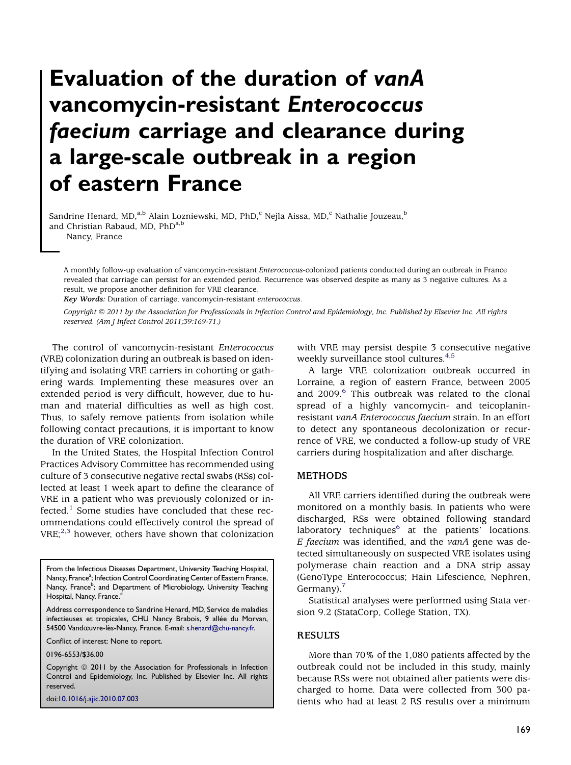# Evaluation of the duration of *vanA* vancomycin-resistant *Enterococcus faecium* carriage and clearance during a large-scale outbreak in a region of eastern France

Sandrine Henard, MD,[a,b] Alain Lozniewski, MD, PhD,[c] Nejla Aissa, MD,[c] Nathalie Jouzeau,[b] and Christian Rabaud, MD, PhD[a,b]
Nancy, France

A monthly follow-up evaluation of vancomycin-resistant *Enterococcus*-colonized patients conducted during an outbreak in France revealed that carriage can persist for an extended period. Recurrence was observed despite as many as 3 negative cultures. As a result, we propose another definition for VRE clearance.

***Key Words:*** Duration of carriage; vancomycin-resistant *enterococcus*.

*Copyright © 2011 by the Association for Professionals in Infection Control and Epidemiology, Inc. Published by Elsevier Inc. All rights reserved. (Am J Infect Control 2011;39:169-71.)*

The control of vancomycin-resistant *Enterococcus* (VRE) colonization during an outbreak is based on identifying and isolating VRE carriers in cohorting or gathering wards. Implementing these measures over an extended period is very difficult, however, due to human and material difficulties as well as high cost. Thus, to safely remove patients from isolation while following contact precautions, it is important to know the duration of VRE colonization.

In the United States, the Hospital Infection Control Practices Advisory Committee has recommended using culture of 3 consecutive negative rectal swabs (RSs) collected at least 1 week apart to define the clearance of VRE in a patient who was previously colonized or infected.[1] Some studies have concluded that these recommendations could effectively control the spread of VRE;[2,3] however, others have shown that colonization with VRE may persist despite 3 consecutive negative weekly surveillance stool cultures.[4,5]

A large VRE colonization outbreak occurred in Lorraine, a region of eastern France, between 2005 and 2009.[6] This outbreak was related to the clonal spread of a highly vancomycin- and teicoplanin-resistant *vanA Enterococcus faecium* strain. In an effort to detect any spontaneous decolonization or recurrence of VRE, we conducted a follow-up study of VRE carriers during hospitalization and after discharge.

## METHODS

All VRE carriers identified during the outbreak were monitored on a monthly basis. In patients who were discharged, RSs were obtained following standard laboratory techniques[6] at the patients' locations. *E faecium* was identified, and the *vanA* gene was detected simultaneously on suspected VRE isolates using polymerase chain reaction and a DNA strip assay (GenoType Enterococcus; Hain Lifescience, Nephren, Germany).[7]

Statistical analyses were performed using Stata version 9.2 (StataCorp, College Station, TX).

## RESULTS

More than 70% of the 1,080 patients affected by the outbreak could not be included in this study, mainly because RSs were not obtained after patients were discharged to home. Data were collected from 300 patients who had at least 2 RS results over a minimum

From the Infectious Diseases Department, University Teaching Hospital, Nancy, France[a]; Infection Control Coordinating Center of Eastern France, Nancy, France[b]; and Department of Microbiology, University Teaching Hospital, Nancy, France.[c]

Address correspondence to Sandrine Henard, MD, Service de maladies infectieuses et tropicales, CHU Nancy Brabois, 9 allée du Morvan, 54500 Vandœuvre-lès-Nancy, France. E-mail: s.henard@chu-nancy.fr.

Conflict of interest: None to report.

0196-6553/$36.00

Copyright © 2011 by the Association for Professionals in Infection Control and Epidemiology, Inc. Published by Elsevier Inc. All rights reserved.

doi:10.1016/j.ajic.2010.07.003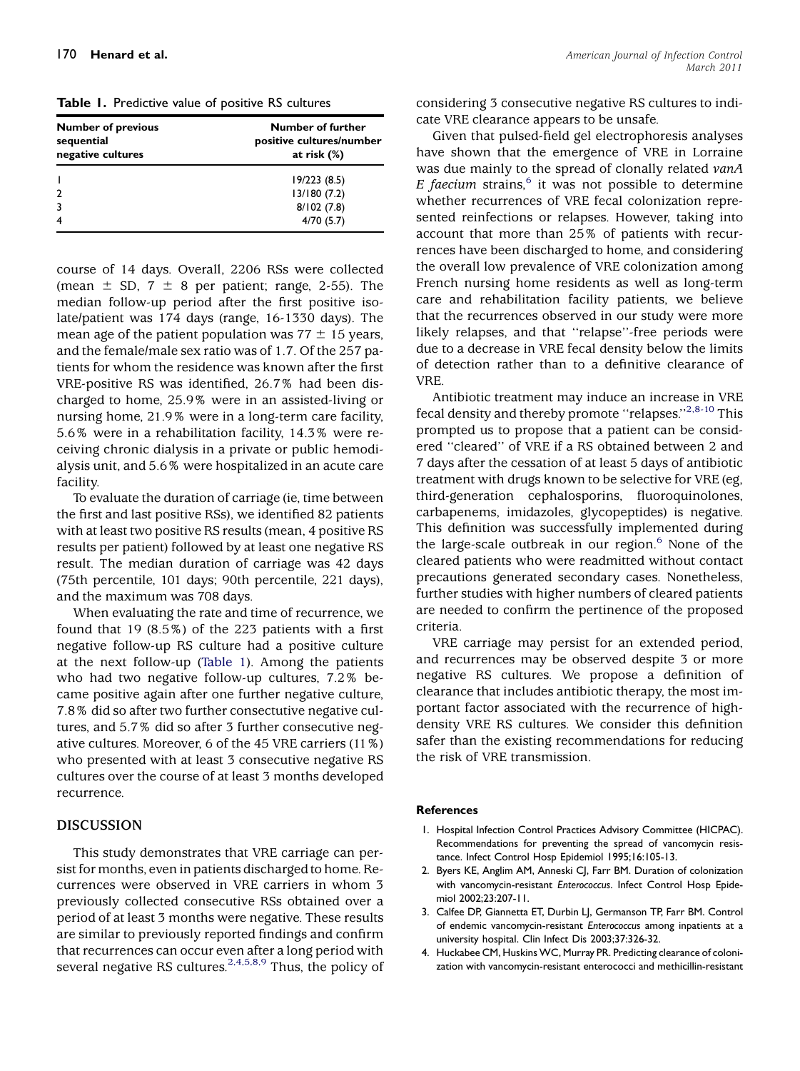**Table 1.** Predictive value of positive RS cultures

| Number of previous sequential negative cultures | Number of further positive cultures/number at risk (%) |
| --- | --- |
| 1 | 19/223 (8.5) |
| 2 | 13/180 (7.2) |
| 3 | 8/102 (7.8) |
| 4 | 4/70 (5.7) |

course of 14 days. Overall, 2206 RSs were collected (mean ± SD, 7 ± 8 per patient; range, 2-55). The median follow-up period after the first positive isolate/patient was 174 days (range, 16-1330 days). The mean age of the patient population was 77 ± 15 years, and the female/male sex ratio was of 1.7. Of the 257 patients for whom the residence was known after the first VRE-positive RS was identified, 26.7% had been discharged to home, 25.9% were in an assisted-living or nursing home, 21.9% were in a long-term care facility, 5.6% were in a rehabilitation facility, 14.3% were receiving chronic dialysis in a private or public hemodialysis unit, and 5.6% were hospitalized in an acute care facility.

To evaluate the duration of carriage (ie, time between the first and last positive RSs), we identified 82 patients with at least two positive RS results (mean, 4 positive RS results per patient) followed by at least one negative RS result. The median duration of carriage was 42 days (75th percentile, 101 days; 90th percentile, 221 days), and the maximum was 708 days.

When evaluating the rate and time of recurrence, we found that 19 (8.5%) of the 223 patients with a first negative follow-up RS culture had a positive culture at the next follow-up (Table 1). Among the patients who had two negative follow-up cultures, 7.2% became positive again after one further negative culture, 7.8% did so after two further consectutive negative cultures, and 5.7% did so after 3 further consecutive negative cultures. Moreover, 6 of the 45 VRE carriers (11%) who presented with at least 3 consecutive negative RS cultures over the course of at least 3 months developed recurrence.

## DISCUSSION

This study demonstrates that VRE carriage can persist for months, even in patients discharged to home. Recurrences were observed in VRE carriers in whom 3 previously collected consecutive RSs obtained over a period of at least 3 months were negative. These results are similar to previously reported findings and confirm that recurrences can occur even after a long period with several negative RS cultures.[2,4,5,8,9] Thus, the policy of considering 3 consecutive negative RS cultures to indicate VRE clearance appears to be unsafe.

Given that pulsed-field gel electrophoresis analyses have shown that the emergence of VRE in Lorraine was due mainly to the spread of clonally related *vanA E faecium* strains,[6] it was not possible to determine whether recurrences of VRE fecal colonization represented reinfections or relapses. However, taking into account that more than 25% of patients with recurrences have been discharged to home, and considering the overall low prevalence of VRE colonization among French nursing home residents as well as long-term care and rehabilitation facility patients, we believe that the recurrences observed in our study were more likely relapses, and that "relapse"-free periods were due to a decrease in VRE fecal density below the limits of detection rather than to a definitive clearance of VRE.

Antibiotic treatment may induce an increase in VRE fecal density and thereby promote "relapses."[2,8-10] This prompted us to propose that a patient can be considered "cleared" of VRE if a RS obtained between 2 and 7 days after the cessation of at least 5 days of antibiotic treatment with drugs known to be selective for VRE (eg, third-generation cephalosporins, fluoroquinolones, carbapenems, imidazoles, glycopeptides) is negative. This definition was successfully implemented during the large-scale outbreak in our region.[6] None of the cleared patients who were readmitted without contact precautions generated secondary cases. Nonetheless, further studies with higher numbers of cleared patients are needed to confirm the pertinence of the proposed criteria.

VRE carriage may persist for an extended period, and recurrences may be observed despite 3 or more negative RS cultures. We propose a definition of clearance that includes antibiotic therapy, the most important factor associated with the recurrence of high-density VRE RS cultures. We consider this definition safer than the existing recommendations for reducing the risk of VRE transmission.

### References

1. Hospital Infection Control Practices Advisory Committee (HICPAC). Recommendations for preventing the spread of vancomycin resistance. Infect Control Hosp Epidemiol 1995;16:105-13.
2. Byers KE, Anglim AM, Anneski CJ, Farr BM. Duration of colonization with vancomycin-resistant *Enterococcus*. Infect Control Hosp Epidemiol 2002;23:207-11.
3. Calfee DP, Giannetta ET, Durbin LJ, Germanson TP, Farr BM. Control of endemic vancomycin-resistant *Enterococcus* among inpatients at a university hospital. Clin Infect Dis 2003;37:326-32.
4. Huckabee CM, Huskins WC, Murray PR. Predicting clearance of colonization with vancomycin-resistant enterococci and methicillin-resistant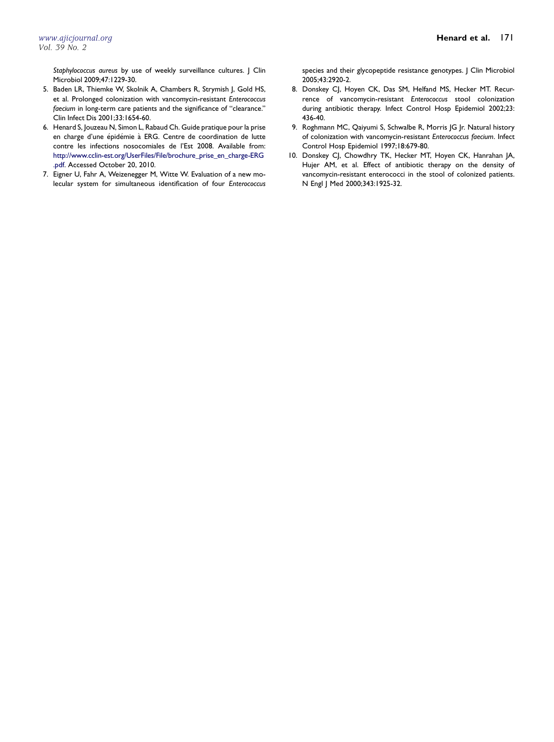*Staphylococcus aureus* by use of weekly surveillance cultures. J Clin Microbiol 2009;47:1229-30.

5. Baden LR, Thiemke W, Skolnik A, Chambers R, Strymish J, Gold HS, et al. Prolonged colonization with vancomycin-resistant *Enterococcus faecium* in long-term care patients and the significance of "clearance." Clin Infect Dis 2001;33:1654-60.
6. Henard S, Jouzeau N, Simon L, Rabaud Ch. Guide pratique pour la prise en charge d'une épidémie à ERG. Centre de coordination de lutte contre les infections nosocomiales de l'Est 2008. Available from: http://www.cclin-est.org/UserFiles/File/brochure_prise_en_charge-ERG.pdf. Accessed October 20, 2010.
7. Eigner U, Fahr A, Weizenegger M, Witte W. Evaluation of a new molecular system for simultaneous identification of four *Enterococcus* species and their glycopeptide resistance genotypes. J Clin Microbiol 2005;43:2920-2.
8. Donskey CJ, Hoyen CK, Das SM, Helfand MS, Hecker MT. Recurrence of vancomycin-resistant *Enterococcus* stool colonization during antibiotic therapy. Infect Control Hosp Epidemiol 2002;23:436-40.
9. Roghmann MC, Qaiyumi S, Schwalbe R, Morris JG Jr. Natural history of colonization with vancomycin-resistant *Enterococcus faecium*. Infect Control Hosp Epidemiol 1997;18:679-80.
10. Donskey CJ, Chowdhry TK, Hecker MT, Hoyen CK, Hanrahan JA, Hujer AM, et al. Effect of antibiotic therapy on the density of vancomycin-resistant enterococci in the stool of colonized patients. N Engl J Med 2000;343:1925-32.